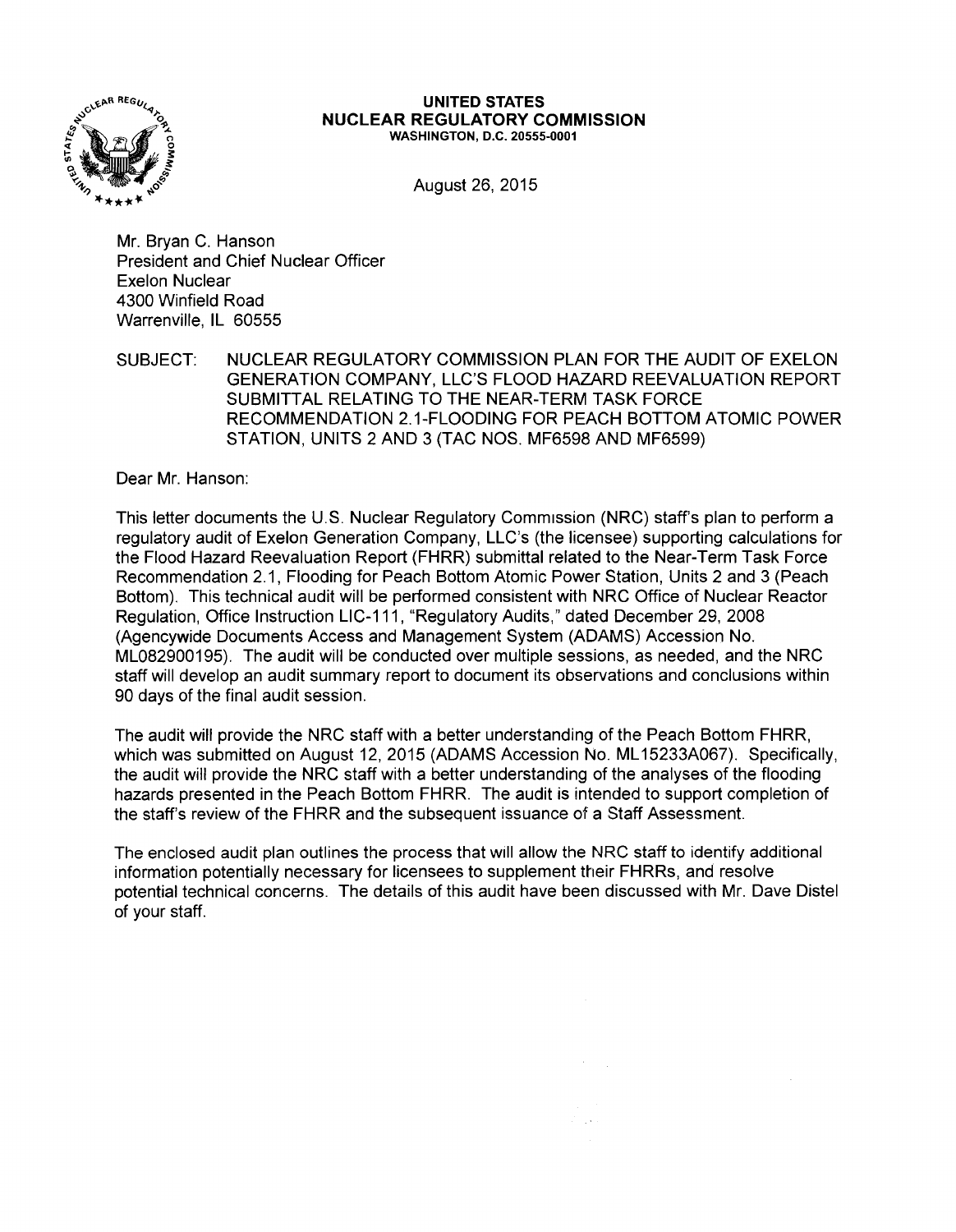**UNITED STATES**
**NUCLEAR REGULATORY COMMISSION**
**WASHINGTON, D.C. 20555-0001**

August 26, 2015

Mr. Bryan C. Hanson
President and Chief Nuclear Officer
Exelon Nuclear
4300 Winfield Road
Warrenville, IL 60555

SUBJECT: NUCLEAR REGULATORY COMMISSION PLAN FOR THE AUDIT OF EXELON GENERATION COMPANY, LLC'S FLOOD HAZARD REEVALUATION REPORT SUBMITTAL RELATING TO THE NEAR-TERM TASK FORCE RECOMMENDATION 2.1-FLOODING FOR PEACH BOTTOM ATOMIC POWER STATION, UNITS 2 AND 3 (TAC NOS. MF6598 AND MF6599)

Dear Mr. Hanson:

This letter documents the U.S. Nuclear Regulatory Commission (NRC) staff's plan to perform a regulatory audit of Exelon Generation Company, LLC's (the licensee) supporting calculations for the Flood Hazard Reevaluation Report (FHRR) submittal related to the Near-Term Task Force Recommendation 2.1, Flooding for Peach Bottom Atomic Power Station, Units 2 and 3 (Peach Bottom). This technical audit will be performed consistent with NRC Office of Nuclear Reactor Regulation, Office Instruction LIC-111, "Regulatory Audits," dated December 29, 2008 (Agencywide Documents Access and Management System (ADAMS) Accession No. ML082900195). The audit will be conducted over multiple sessions, as needed, and the NRC staff will develop an audit summary report to document its observations and conclusions within 90 days of the final audit session.

The audit will provide the NRC staff with a better understanding of the Peach Bottom FHRR, which was submitted on August 12, 2015 (ADAMS Accession No. ML15233A067). Specifically, the audit will provide the NRC staff with a better understanding of the analyses of the flooding hazards presented in the Peach Bottom FHRR. The audit is intended to support completion of the staff's review of the FHRR and the subsequent issuance of a Staff Assessment.

The enclosed audit plan outlines the process that will allow the NRC staff to identify additional information potentially necessary for licensees to supplement their FHRRs, and resolve potential technical concerns. The details of this audit have been discussed with Mr. Dave Distel of your staff.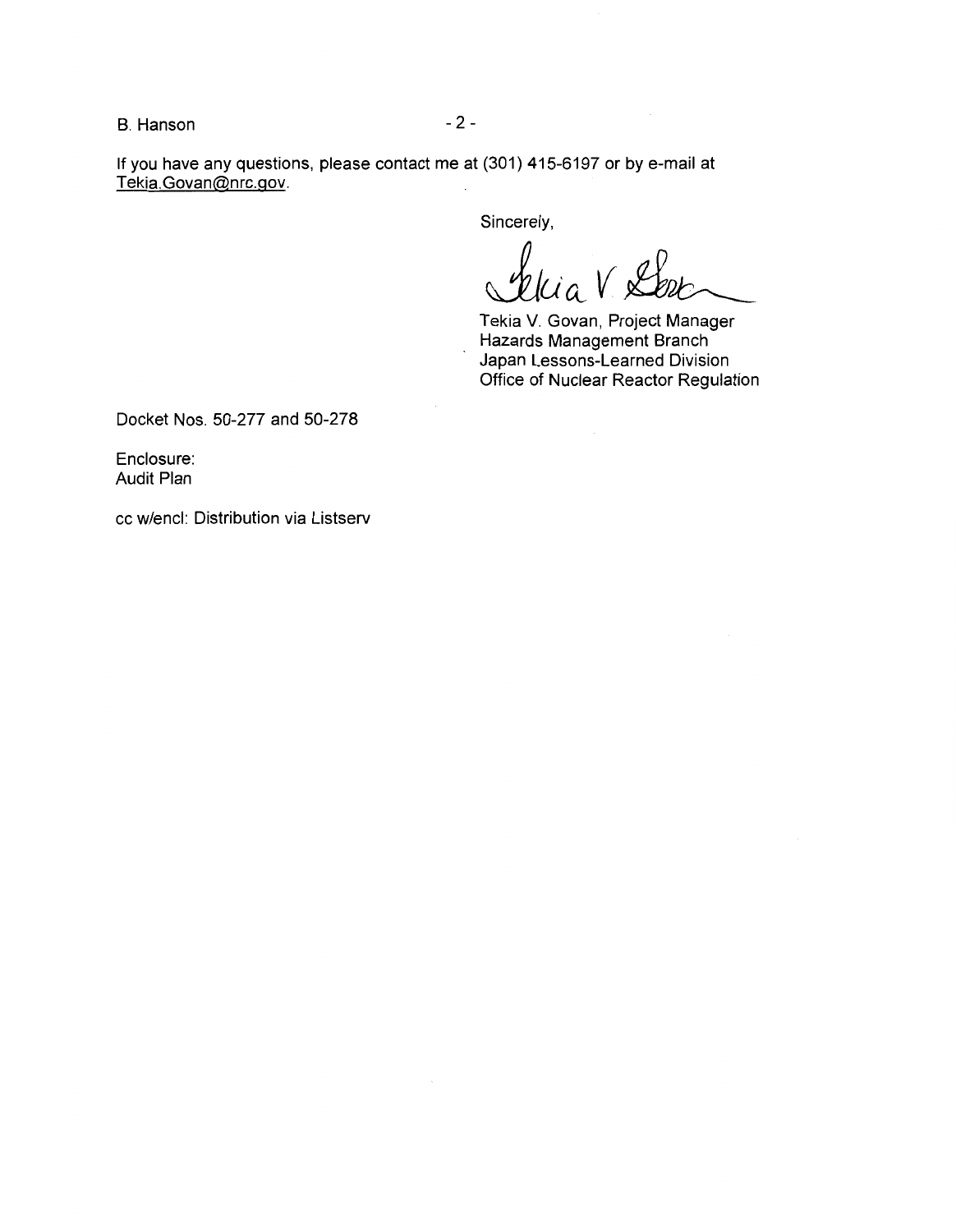If you have any questions, please contact me at (301) 415-6197 or by e-mail at Tekia.Govan@nrc.gov.

Sincerely,

Tekia V. Govan, Project Manager
Hazards Management Branch
Japan Lessons-Learned Division
Office of Nuclear Reactor Regulation

Docket Nos. 50-277 and 50-278

Enclosure:
Audit Plan

cc w/encl: Distribution via Listserv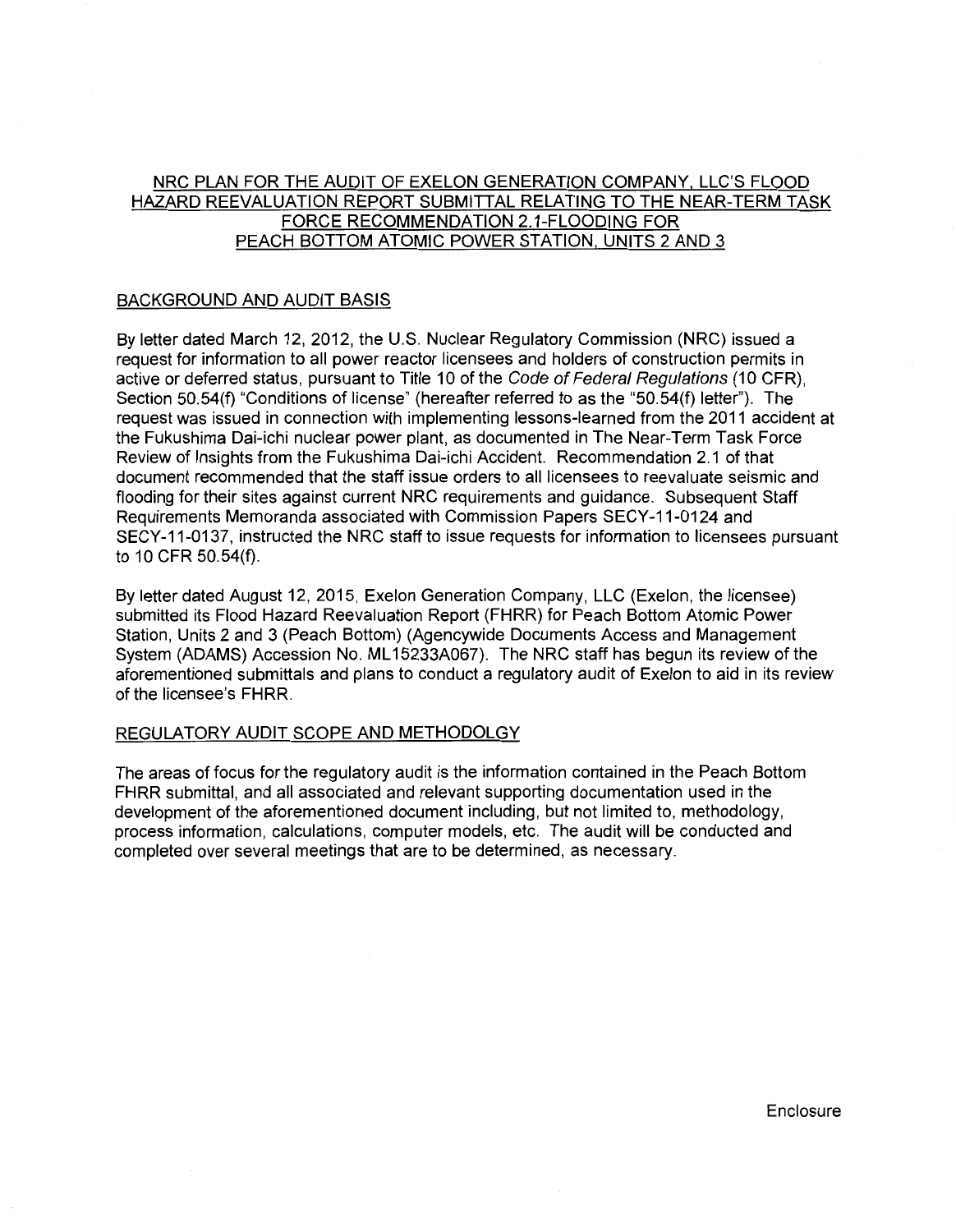# NRC PLAN FOR THE AUDIT OF EXELON GENERATION COMPANY, LLC'S FLOOD HAZARD REEVALUATION REPORT SUBMITTAL RELATING TO THE NEAR-TERM TASK FORCE RECOMMENDATION 2.1-FLOODING FOR PEACH BOTTOM ATOMIC POWER STATION, UNITS 2 AND 3

## BACKGROUND AND AUDIT BASIS

By letter dated March 12, 2012, the U.S. Nuclear Regulatory Commission (NRC) issued a request for information to all power reactor licensees and holders of construction permits in active or deferred status, pursuant to Title 10 of the *Code of Federal Regulations* (10 CFR), Section 50.54(f) "Conditions of license" (hereafter referred to as the "50.54(f) letter"). The request was issued in connection with implementing lessons-learned from the 2011 accident at the Fukushima Dai-ichi nuclear power plant, as documented in The Near-Term Task Force Review of Insights from the Fukushima Dai-ichi Accident. Recommendation 2.1 of that document recommended that the staff issue orders to all licensees to reevaluate seismic and flooding for their sites against current NRC requirements and guidance. Subsequent Staff Requirements Memoranda associated with Commission Papers SECY-11-0124 and SECY-11-0137, instructed the NRC staff to issue requests for information to licensees pursuant to 10 CFR 50.54(f).

By letter dated August 12, 2015, Exelon Generation Company, LLC (Exelon, the licensee) submitted its Flood Hazard Reevaluation Report (FHRR) for Peach Bottom Atomic Power Station, Units 2 and 3 (Peach Bottom) (Agencywide Documents Access and Management System (ADAMS) Accession No. ML15233A067). The NRC staff has begun its review of the aforementioned submittals and plans to conduct a regulatory audit of Exelon to aid in its review of the licensee's FHRR.

## REGULATORY AUDIT SCOPE AND METHODOLGY

The areas of focus for the regulatory audit is the information contained in the Peach Bottom FHRR submittal, and all associated and relevant supporting documentation used in the development of the aforementioned document including, but not limited to, methodology, process information, calculations, computer models, etc. The audit will be conducted and completed over several meetings that are to be determined, as necessary.

Enclosure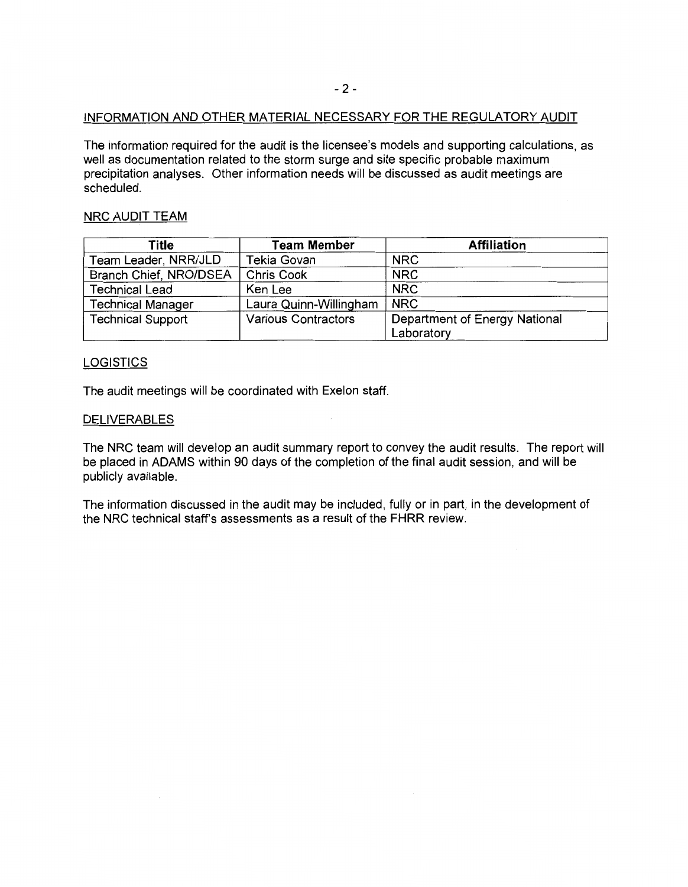## INFORMATION AND OTHER MATERIAL NECESSARY FOR THE REGULATORY AUDIT

The information required for the audit is the licensee's models and supporting calculations, as well as documentation related to the storm surge and site specific probable maximum precipitation analyses. Other information needs will be discussed as audit meetings are scheduled.

## NRC AUDIT TEAM

| Title | Team Member | Affiliation |
|---|---|---|
| Team Leader, NRR/JLD | Tekia Govan | NRC |
| Branch Chief, NRO/DSEA | Chris Cook | NRC |
| Technical Lead | Ken Lee | NRC |
| Technical Manager | Laura Quinn-Willingham | NRC |
| Technical Support | Various Contractors | Department of Energy National Laboratory |

## LOGISTICS

The audit meetings will be coordinated with Exelon staff.

## DELIVERABLES

The NRC team will develop an audit summary report to convey the audit results. The report will be placed in ADAMS within 90 days of the completion of the final audit session, and will be publicly available.

The information discussed in the audit may be included, fully or in part, in the development of the NRC technical staff's assessments as a result of the FHRR review.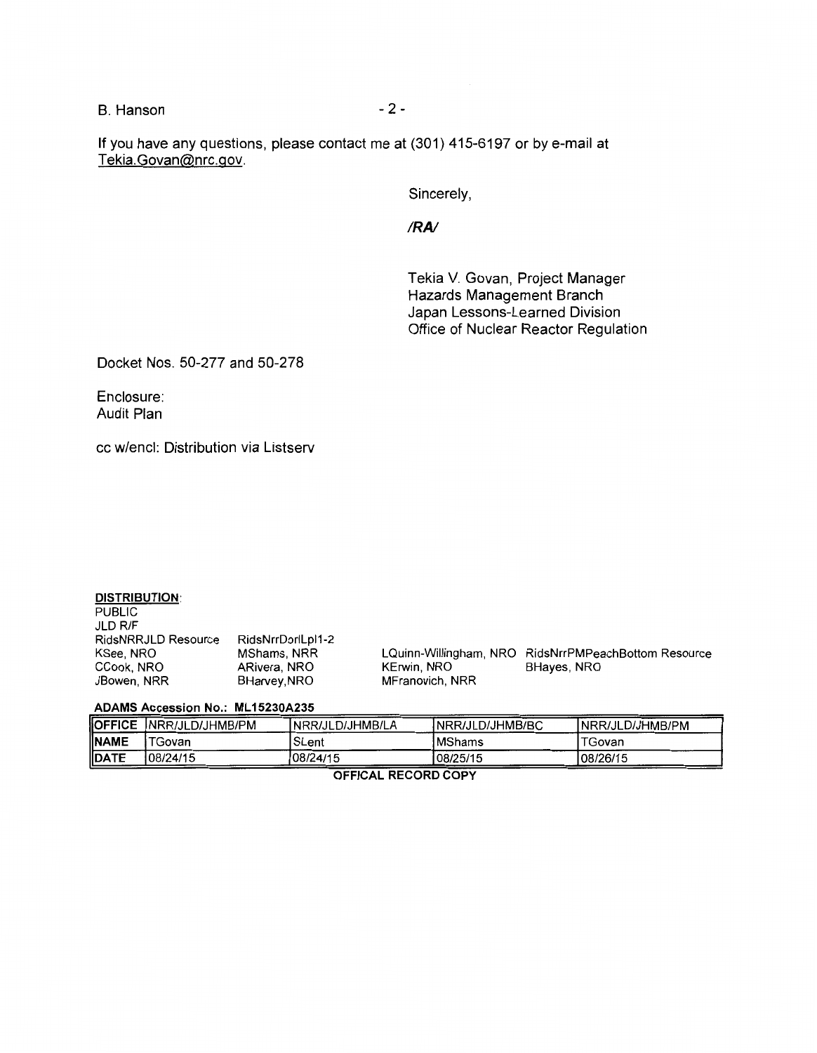B. Hanson

If you have any questions, please contact me at (301) 415-6197 or by e-mail at Tekia.Govan@nrc.gov.

Sincerely,

***/RA/***

Tekia V. Govan, Project Manager
Hazards Management Branch
Japan Lessons-Learned Division
Office of Nuclear Reactor Regulation

Docket Nos. 50-277 and 50-278

Enclosure:
Audit Plan

cc w/encl: Distribution via Listserv

**DISTRIBUTION**:
PUBLIC
JLD R/F

| | | | |
|---|---|---|---|
| RidsNRRJLD Resource | RidsNrrDorlLpl1-2 | | |
| KSee, NRO | MShams, NRR | LQuinn-Willingham, NRO | RidsNrrPMPeachBottom Resource |
| CCook, NRO | ARivera, NRO | KErwin, NRO | BHayes, NRO |
| JBowen, NRR | BHarvey,NRO | MFranovich, NRR | |

**ADAMS Accession No.: ML15230A235**

| **OFFICE** | NRR/JLD/JHMB/PM | NRR/JLD/JHMB/LA | NRR/JLD/JHMB/BC | NRR/JLD/JHMB/PM |
|---|---|---|---|---|
| **NAME** | TGovan | SLent | MShams | TGovan |
| **DATE** | 08/24/15 | 08/24/15 | 08/25/15 | 08/26/15 |

**OFFICAL RECORD COPY**